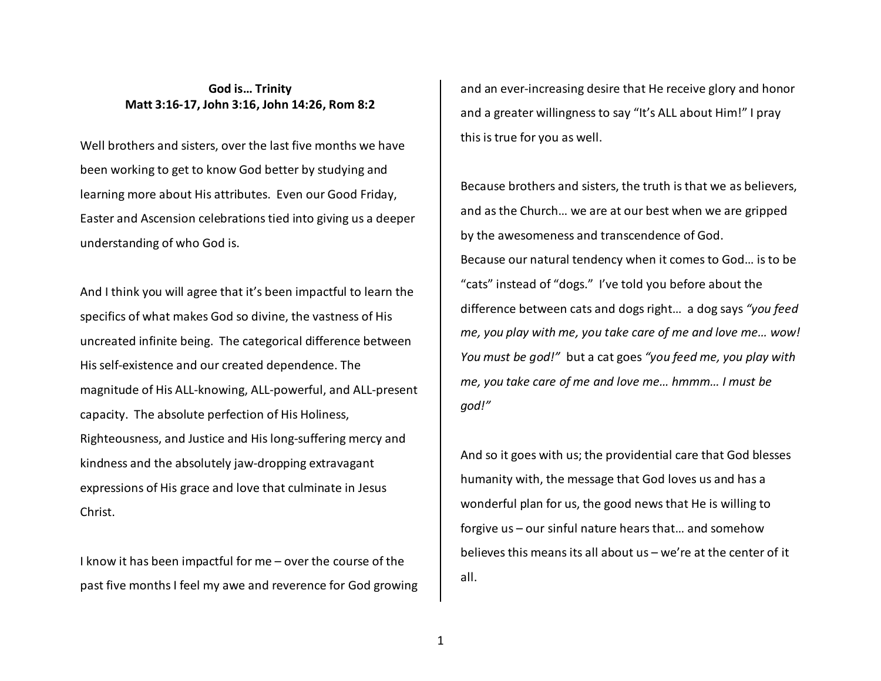**God is… Trinity**
**Matt 3:16-17, John 3:16, John 14:26, Rom 8:2**

Well brothers and sisters, over the last five months we have been working to get to know God better by studying and learning more about His attributes. Even our Good Friday, Easter and Ascension celebrations tied into giving us a deeper understanding of who God is.

And I think you will agree that it's been impactful to learn the specifics of what makes God so divine, the vastness of His uncreated infinite being. The categorical difference between His self-existence and our created dependence. The magnitude of His ALL-knowing, ALL-powerful, and ALL-present capacity. The absolute perfection of His Holiness, Righteousness, and Justice and His long-suffering mercy and kindness and the absolutely jaw-dropping extravagant expressions of His grace and love that culminate in Jesus Christ.

I know it has been impactful for me – over the course of the past five months I feel my awe and reverence for God growing and an ever-increasing desire that He receive glory and honor and a greater willingness to say "It's ALL about Him!" I pray this is true for you as well.

Because brothers and sisters, the truth is that we as believers, and as the Church… we are at our best when we are gripped by the awesomeness and transcendence of God.
Because our natural tendency when it comes to God… is to be "cats" instead of "dogs." I've told you before about the difference between cats and dogs right… a dog says *"you feed me, you play with me, you take care of me and love me… wow! You must be god!"* but a cat goes *"you feed me, you play with me, you take care of me and love me… hmmm… I must be god!"*

And so it goes with us; the providential care that God blesses humanity with, the message that God loves us and has a wonderful plan for us, the good news that He is willing to forgive us – our sinful nature hears that… and somehow believes this means its all about us – we're at the center of it all.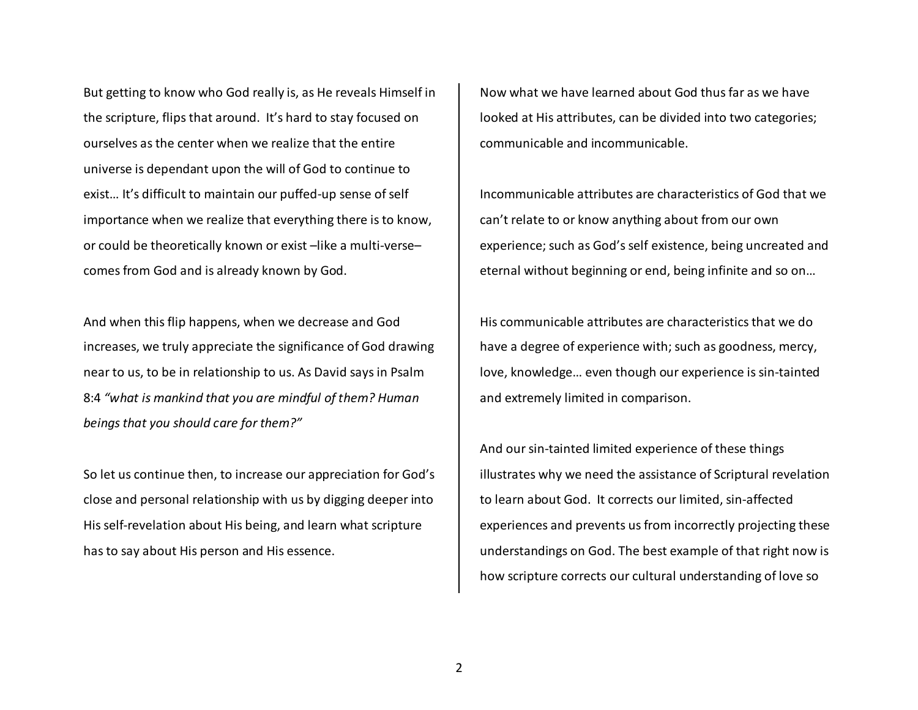But getting to know who God really is, as He reveals Himself in the scripture, flips that around. It's hard to stay focused on ourselves as the center when we realize that the entire universe is dependant upon the will of God to continue to exist… It's difficult to maintain our puffed-up sense of self importance when we realize that everything there is to know, or could be theoretically known or exist –like a multi-verse– comes from God and is already known by God.

And when this flip happens, when we decrease and God increases, we truly appreciate the significance of God drawing near to us, to be in relationship to us. As David says in Psalm 8:4 *"what is mankind that you are mindful of them? Human beings that you should care for them?"*

So let us continue then, to increase our appreciation for God's close and personal relationship with us by digging deeper into His self-revelation about His being, and learn what scripture has to say about His person and His essence.

Now what we have learned about God thus far as we have looked at His attributes, can be divided into two categories; communicable and incommunicable.

Incommunicable attributes are characteristics of God that we can't relate to or know anything about from our own experience; such as God's self existence, being uncreated and eternal without beginning or end, being infinite and so on…

His communicable attributes are characteristics that we do have a degree of experience with; such as goodness, mercy, love, knowledge… even though our experience is sin-tainted and extremely limited in comparison.

And our sin-tainted limited experience of these things illustrates why we need the assistance of Scriptural revelation to learn about God. It corrects our limited, sin-affected experiences and prevents us from incorrectly projecting these understandings on God. The best example of that right now is how scripture corrects our cultural understanding of love so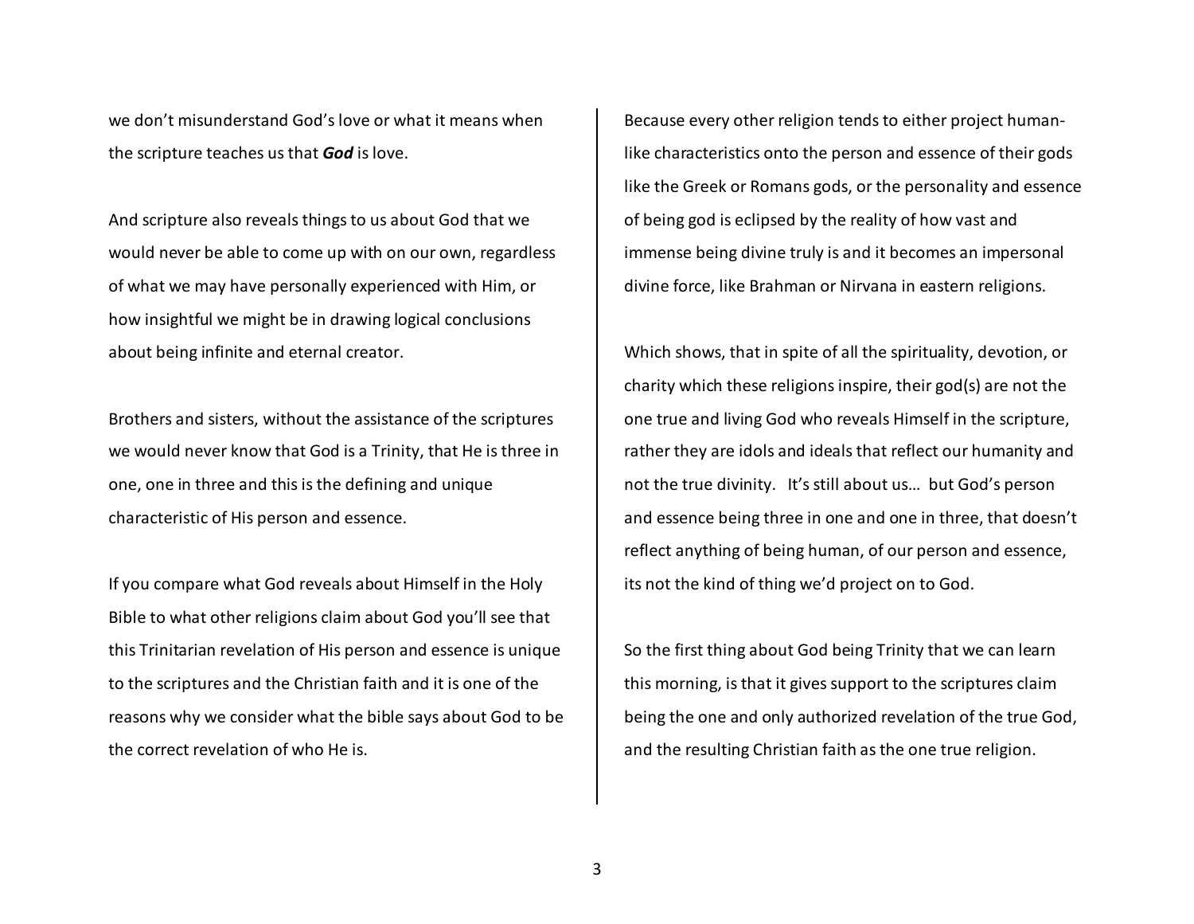we don't misunderstand God's love or what it means when the scripture teaches us that ***God*** is love.

And scripture also reveals things to us about God that we would never be able to come up with on our own, regardless of what we may have personally experienced with Him, or how insightful we might be in drawing logical conclusions about being infinite and eternal creator.

Brothers and sisters, without the assistance of the scriptures we would never know that God is a Trinity, that He is three in one, one in three and this is the defining and unique characteristic of His person and essence.

If you compare what God reveals about Himself in the Holy Bible to what other religions claim about God you'll see that this Trinitarian revelation of His person and essence is unique to the scriptures and the Christian faith and it is one of the reasons why we consider what the bible says about God to be the correct revelation of who He is.

Because every other religion tends to either project human-like characteristics onto the person and essence of their gods like the Greek or Romans gods, or the personality and essence of being god is eclipsed by the reality of how vast and immense being divine truly is and it becomes an impersonal divine force, like Brahman or Nirvana in eastern religions.

Which shows, that in spite of all the spirituality, devotion, or charity which these religions inspire, their god(s) are not the one true and living God who reveals Himself in the scripture, rather they are idols and ideals that reflect our humanity and not the true divinity. It's still about us… but God's person and essence being three in one and one in three, that doesn't reflect anything of being human, of our person and essence, its not the kind of thing we'd project on to God.

So the first thing about God being Trinity that we can learn this morning, is that it gives support to the scriptures claim being the one and only authorized revelation of the true God, and the resulting Christian faith as the one true religion.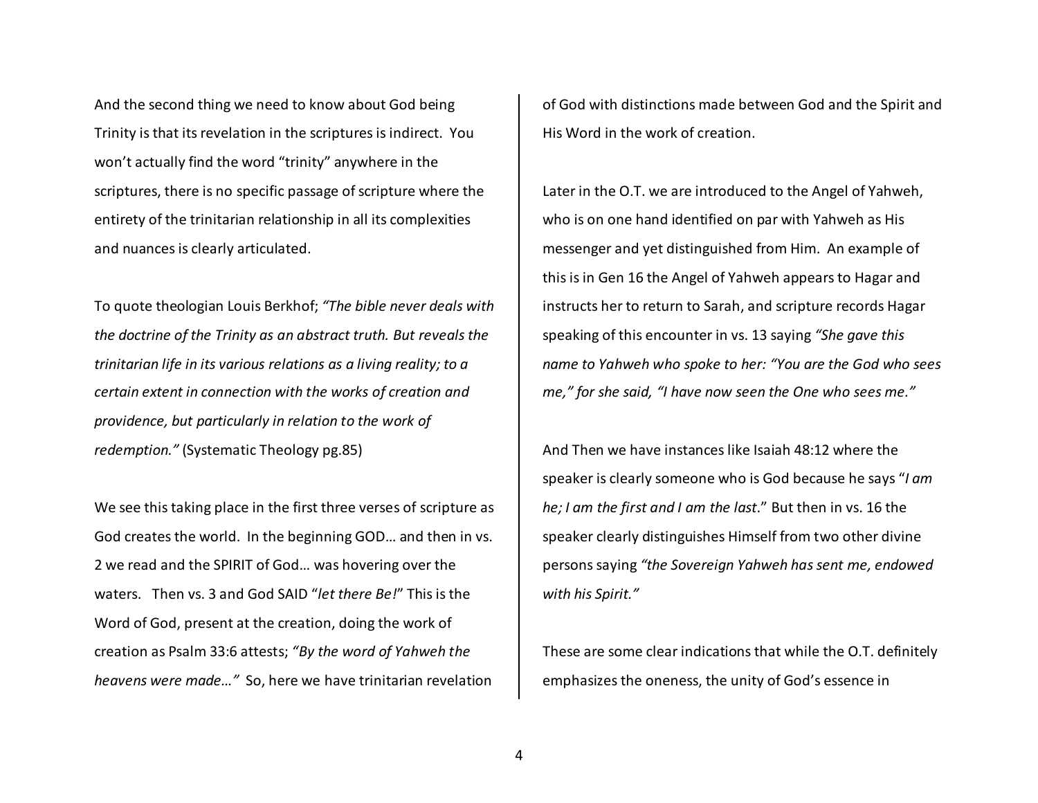And the second thing we need to know about God being Trinity is that its revelation in the scriptures is indirect. You won't actually find the word "trinity" anywhere in the scriptures, there is no specific passage of scripture where the entirety of the trinitarian relationship in all its complexities and nuances is clearly articulated.

To quote theologian Louis Berkhof; *"The bible never deals with the doctrine of the Trinity as an abstract truth. But reveals the trinitarian life in its various relations as a living reality; to a certain extent in connection with the works of creation and providence, but particularly in relation to the work of redemption."* (Systematic Theology pg.85)

We see this taking place in the first three verses of scripture as God creates the world. In the beginning GOD… and then in vs. 2 we read and the SPIRIT of God… was hovering over the waters. Then vs. 3 and God SAID "*let there Be!*" This is the Word of God, present at the creation, doing the work of creation as Psalm 33:6 attests; *"By the word of Yahweh the heavens were made…"* So, here we have trinitarian revelation of God with distinctions made between God and the Spirit and His Word in the work of creation.

Later in the O.T. we are introduced to the Angel of Yahweh, who is on one hand identified on par with Yahweh as His messenger and yet distinguished from Him. An example of this is in Gen 16 the Angel of Yahweh appears to Hagar and instructs her to return to Sarah, and scripture records Hagar speaking of this encounter in vs. 13 saying *"She gave this name to Yahweh who spoke to her: "You are the God who sees me," for she said, "I have now seen the One who sees me."*

And Then we have instances like Isaiah 48:12 where the speaker is clearly someone who is God because he says "*I am he; I am the first and I am the last*." But then in vs. 16 the speaker clearly distinguishes Himself from two other divine persons saying *"the Sovereign Yahweh has sent me, endowed with his Spirit."*

These are some clear indications that while the O.T. definitely emphasizes the oneness, the unity of God's essence in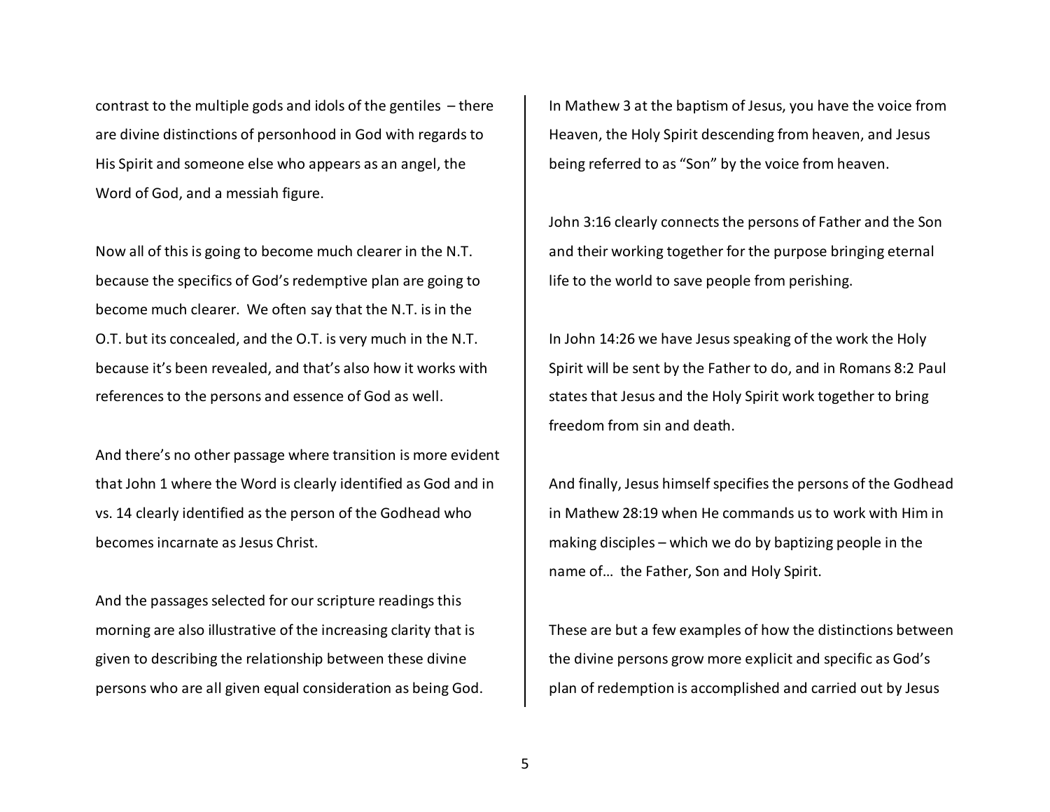contrast to the multiple gods and idols of the gentiles – there are divine distinctions of personhood in God with regards to His Spirit and someone else who appears as an angel, the Word of God, and a messiah figure.

Now all of this is going to become much clearer in the N.T. because the specifics of God's redemptive plan are going to become much clearer. We often say that the N.T. is in the O.T. but its concealed, and the O.T. is very much in the N.T. because it's been revealed, and that's also how it works with references to the persons and essence of God as well.

And there's no other passage where transition is more evident that John 1 where the Word is clearly identified as God and in vs. 14 clearly identified as the person of the Godhead who becomes incarnate as Jesus Christ.

And the passages selected for our scripture readings this morning are also illustrative of the increasing clarity that is given to describing the relationship between these divine persons who are all given equal consideration as being God.

In Mathew 3 at the baptism of Jesus, you have the voice from Heaven, the Holy Spirit descending from heaven, and Jesus being referred to as "Son" by the voice from heaven.

John 3:16 clearly connects the persons of Father and the Son and their working together for the purpose bringing eternal life to the world to save people from perishing.

In John 14:26 we have Jesus speaking of the work the Holy Spirit will be sent by the Father to do, and in Romans 8:2 Paul states that Jesus and the Holy Spirit work together to bring freedom from sin and death.

And finally, Jesus himself specifies the persons of the Godhead in Mathew 28:19 when He commands us to work with Him in making disciples – which we do by baptizing people in the name of… the Father, Son and Holy Spirit.

These are but a few examples of how the distinctions between the divine persons grow more explicit and specific as God's plan of redemption is accomplished and carried out by Jesus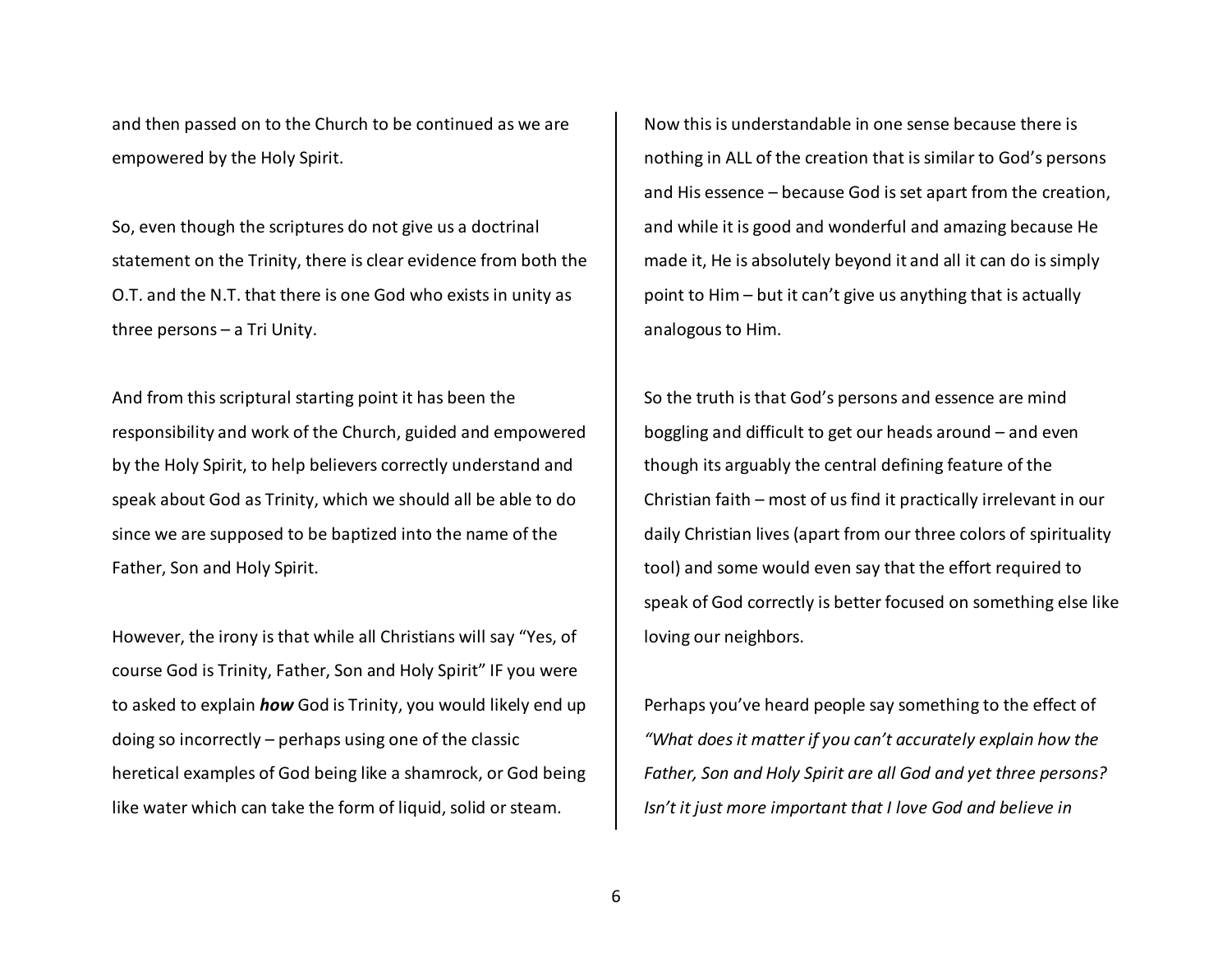and then passed on to the Church to be continued as we are empowered by the Holy Spirit.

So, even though the scriptures do not give us a doctrinal statement on the Trinity, there is clear evidence from both the O.T. and the N.T. that there is one God who exists in unity as three persons – a Tri Unity.

And from this scriptural starting point it has been the responsibility and work of the Church, guided and empowered by the Holy Spirit, to help believers correctly understand and speak about God as Trinity, which we should all be able to do since we are supposed to be baptized into the name of the Father, Son and Holy Spirit.

However, the irony is that while all Christians will say "Yes, of course God is Trinity, Father, Son and Holy Spirit" IF you were to asked to explain ***how*** God is Trinity, you would likely end up doing so incorrectly – perhaps using one of the classic heretical examples of God being like a shamrock, or God being like water which can take the form of liquid, solid or steam.

Now this is understandable in one sense because there is nothing in ALL of the creation that is similar to God's persons and His essence – because God is set apart from the creation, and while it is good and wonderful and amazing because He made it, He is absolutely beyond it and all it can do is simply point to Him – but it can't give us anything that is actually analogous to Him.

So the truth is that God's persons and essence are mind boggling and difficult to get our heads around – and even though its arguably the central defining feature of the Christian faith – most of us find it practically irrelevant in our daily Christian lives (apart from our three colors of spirituality tool) and some would even say that the effort required to speak of God correctly is better focused on something else like loving our neighbors.

Perhaps you've heard people say something to the effect of *"What does it matter if you can't accurately explain how the Father, Son and Holy Spirit are all God and yet three persons? Isn't it just more important that I love God and believe in*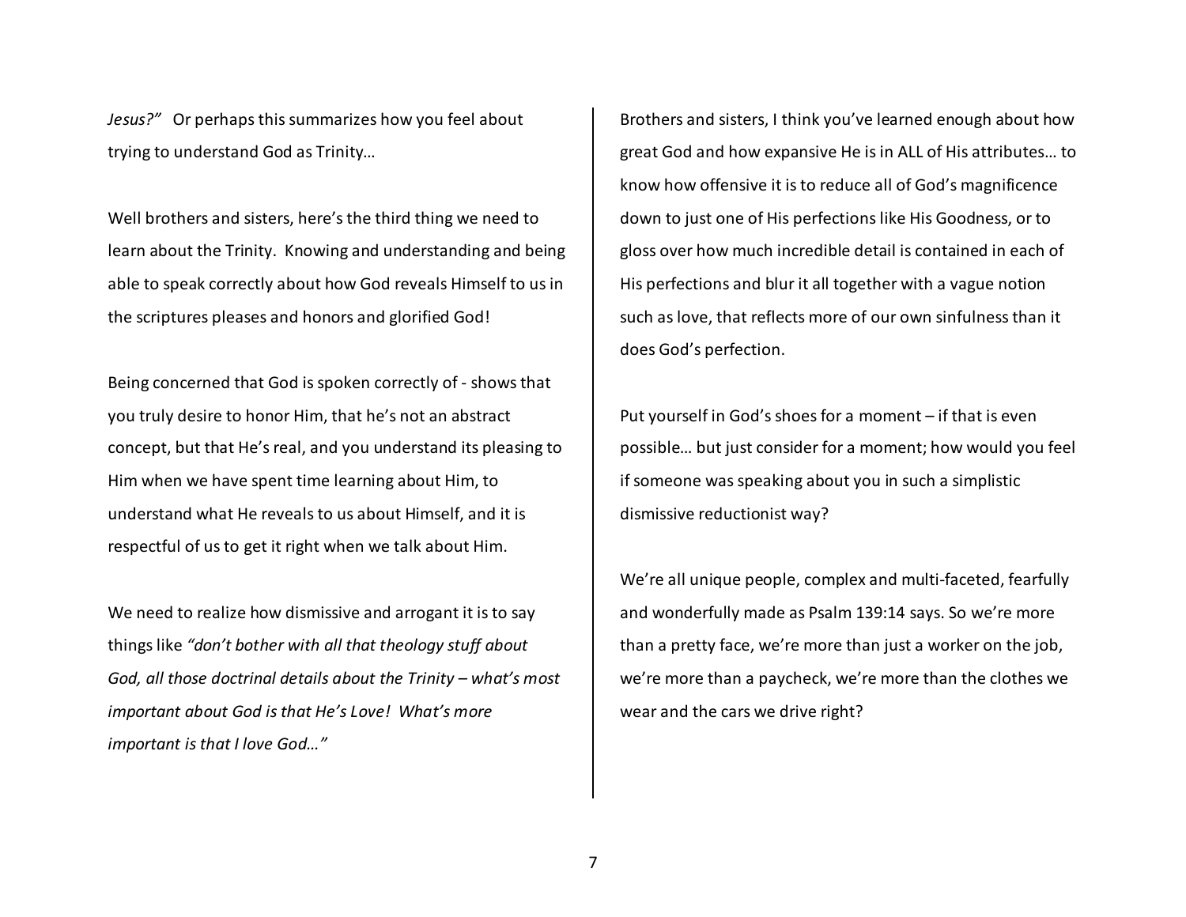*Jesus?"* Or perhaps this summarizes how you feel about trying to understand God as Trinity…

Well brothers and sisters, here's the third thing we need to learn about the Trinity. Knowing and understanding and being able to speak correctly about how God reveals Himself to us in the scriptures pleases and honors and glorified God!

Being concerned that God is spoken correctly of - shows that you truly desire to honor Him, that he's not an abstract concept, but that He's real, and you understand its pleasing to Him when we have spent time learning about Him, to understand what He reveals to us about Himself, and it is respectful of us to get it right when we talk about Him.

We need to realize how dismissive and arrogant it is to say things like *"don't bother with all that theology stuff about God, all those doctrinal details about the Trinity – what's most important about God is that He's Love! What's more important is that I love God…"*

Brothers and sisters, I think you've learned enough about how great God and how expansive He is in ALL of His attributes… to know how offensive it is to reduce all of God's magnificence down to just one of His perfections like His Goodness, or to gloss over how much incredible detail is contained in each of His perfections and blur it all together with a vague notion such as love, that reflects more of our own sinfulness than it does God's perfection.

Put yourself in God's shoes for a moment – if that is even possible… but just consider for a moment; how would you feel if someone was speaking about you in such a simplistic dismissive reductionist way?

We're all unique people, complex and multi-faceted, fearfully and wonderfully made as Psalm 139:14 says. So we're more than a pretty face, we're more than just a worker on the job, we're more than a paycheck, we're more than the clothes we wear and the cars we drive right?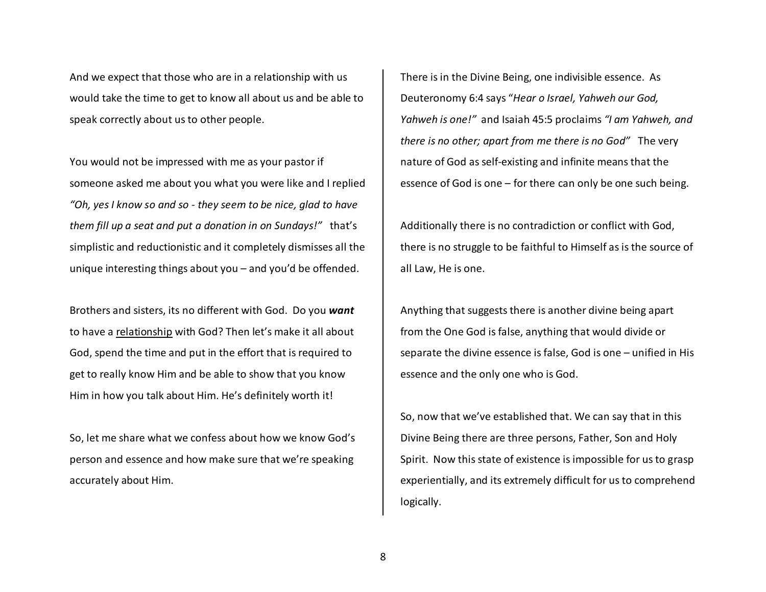And we expect that those who are in a relationship with us would take the time to get to know all about us and be able to speak correctly about us to other people.

You would not be impressed with me as your pastor if someone asked me about you what you were like and I replied *"Oh, yes I know so and so - they seem to be nice, glad to have them fill up a seat and put a donation in on Sundays!"* that's simplistic and reductionistic and it completely dismisses all the unique interesting things about you – and you'd be offended.

Brothers and sisters, its no different with God. Do you ***want*** to have a <u>relationship</u> with God? Then let's make it all about God, spend the time and put in the effort that is required to get to really know Him and be able to show that you know Him in how you talk about Him. He's definitely worth it!

So, let me share what we confess about how we know God's person and essence and how make sure that we're speaking accurately about Him.

There is in the Divine Being, one indivisible essence. As Deuteronomy 6:4 says "*Hear o Israel, Yahweh our God, Yahweh is one!"* and Isaiah 45:5 proclaims *"I am Yahweh, and there is no other; apart from me there is no God"* The very nature of God as self-existing and infinite means that the essence of God is one – for there can only be one such being.

Additionally there is no contradiction or conflict with God, there is no struggle to be faithful to Himself as is the source of all Law, He is one.

Anything that suggests there is another divine being apart from the One God is false, anything that would divide or separate the divine essence is false, God is one – unified in His essence and the only one who is God.

So, now that we've established that. We can say that in this Divine Being there are three persons, Father, Son and Holy Spirit. Now this state of existence is impossible for us to grasp experientially, and its extremely difficult for us to comprehend logically.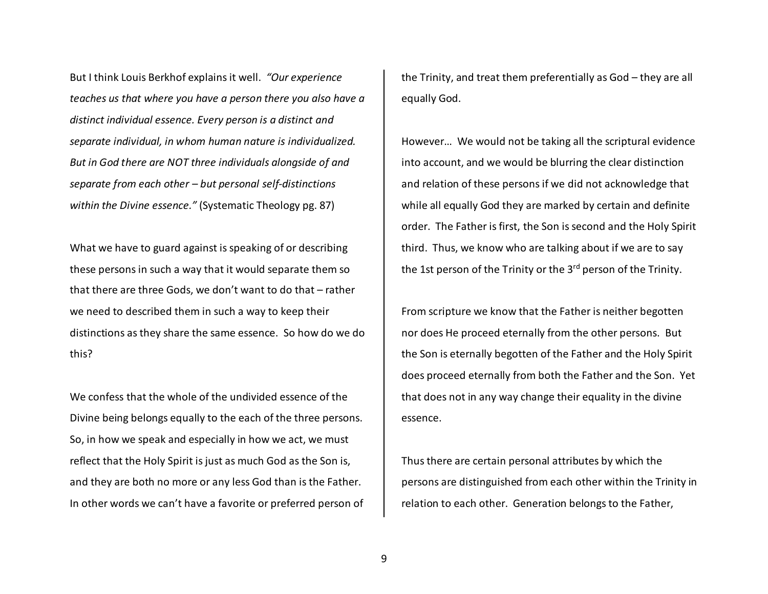But I think Louis Berkhof explains it well. *"Our experience teaches us that where you have a person there you also have a distinct individual essence. Every person is a distinct and separate individual, in whom human nature is individualized. But in God there are NOT three individuals alongside of and separate from each other – but personal self-distinctions within the Divine essence."* (Systematic Theology pg. 87)

What we have to guard against is speaking of or describing these persons in such a way that it would separate them so that there are three Gods, we don't want to do that – rather we need to described them in such a way to keep their distinctions as they share the same essence. So how do we do this?

We confess that the whole of the undivided essence of the Divine being belongs equally to the each of the three persons. So, in how we speak and especially in how we act, we must reflect that the Holy Spirit is just as much God as the Son is, and they are both no more or any less God than is the Father. In other words we can't have a favorite or preferred person of the Trinity, and treat them preferentially as God – they are all equally God.

However… We would not be taking all the scriptural evidence into account, and we would be blurring the clear distinction and relation of these persons if we did not acknowledge that while all equally God they are marked by certain and definite order. The Father is first, the Son is second and the Holy Spirit third. Thus, we know who are talking about if we are to say the 1st person of the Trinity or the 3rd person of the Trinity.

From scripture we know that the Father is neither begotten nor does He proceed eternally from the other persons. But the Son is eternally begotten of the Father and the Holy Spirit does proceed eternally from both the Father and the Son. Yet that does not in any way change their equality in the divine essence.

Thus there are certain personal attributes by which the persons are distinguished from each other within the Trinity in relation to each other. Generation belongs to the Father,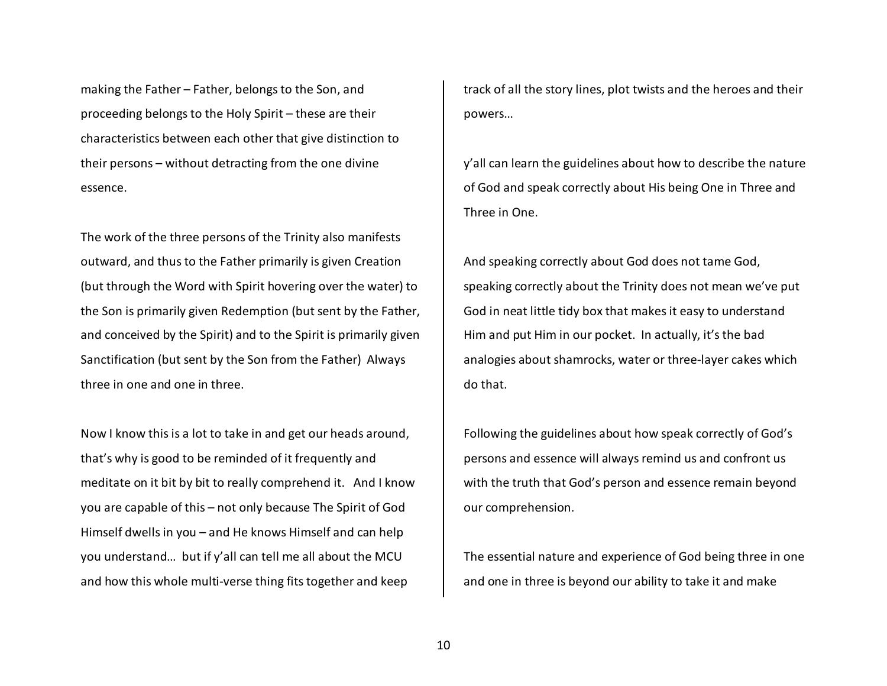making the Father – Father, belongs to the Son, and proceeding belongs to the Holy Spirit – these are their characteristics between each other that give distinction to their persons – without detracting from the one divine essence.

The work of the three persons of the Trinity also manifests outward, and thus to the Father primarily is given Creation (but through the Word with Spirit hovering over the water) to the Son is primarily given Redemption (but sent by the Father, and conceived by the Spirit) and to the Spirit is primarily given Sanctification (but sent by the Son from the Father) Always three in one and one in three.

Now I know this is a lot to take in and get our heads around, that's why is good to be reminded of it frequently and meditate on it bit by bit to really comprehend it. And I know you are capable of this – not only because The Spirit of God Himself dwells in you – and He knows Himself and can help you understand… but if y'all can tell me all about the MCU and how this whole multi-verse thing fits together and keep track of all the story lines, plot twists and the heroes and their powers…

y'all can learn the guidelines about how to describe the nature of God and speak correctly about His being One in Three and Three in One.

And speaking correctly about God does not tame God, speaking correctly about the Trinity does not mean we've put God in neat little tidy box that makes it easy to understand Him and put Him in our pocket. In actually, it's the bad analogies about shamrocks, water or three-layer cakes which do that.

Following the guidelines about how speak correctly of God's persons and essence will always remind us and confront us with the truth that God's person and essence remain beyond our comprehension.

The essential nature and experience of God being three in one and one in three is beyond our ability to take it and make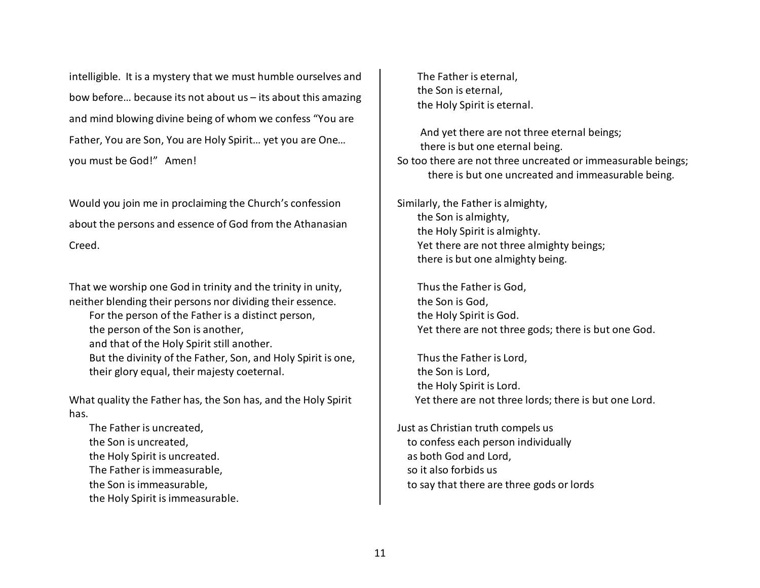intelligible. It is a mystery that we must humble ourselves and bow before… because its not about us – its about this amazing and mind blowing divine being of whom we confess "You are Father, You are Son, You are Holy Spirit… yet you are One… you must be God!" Amen!

Would you join me in proclaiming the Church's confession about the persons and essence of God from the Athanasian Creed.

That we worship one God in trinity and the trinity in unity,
neither blending their persons nor dividing their essence.
For the person of the Father is a distinct person,
the person of the Son is another,
and that of the Holy Spirit still another.
But the divinity of the Father, Son, and Holy Spirit is one,
their glory equal, their majesty coeternal.

What quality the Father has, the Son has, and the Holy Spirit has.
The Father is uncreated,
the Son is uncreated,
the Holy Spirit is uncreated.
The Father is immeasurable,
the Son is immeasurable,
the Holy Spirit is immeasurable.
The Father is eternal,
the Son is eternal,
the Holy Spirit is eternal.

And yet there are not three eternal beings;
there is but one eternal being.
So too there are not three uncreated or immeasurable beings;
there is but one uncreated and immeasurable being.

Similarly, the Father is almighty,
the Son is almighty,
the Holy Spirit is almighty.
Yet there are not three almighty beings;
there is but one almighty being.

Thus the Father is God,
the Son is God,
the Holy Spirit is God.
Yet there are not three gods; there is but one God.

Thus the Father is Lord,
the Son is Lord,
the Holy Spirit is Lord.
Yet there are not three lords; there is but one Lord.

Just as Christian truth compels us
to confess each person individually
as both God and Lord,
so it also forbids us
to say that there are three gods or lords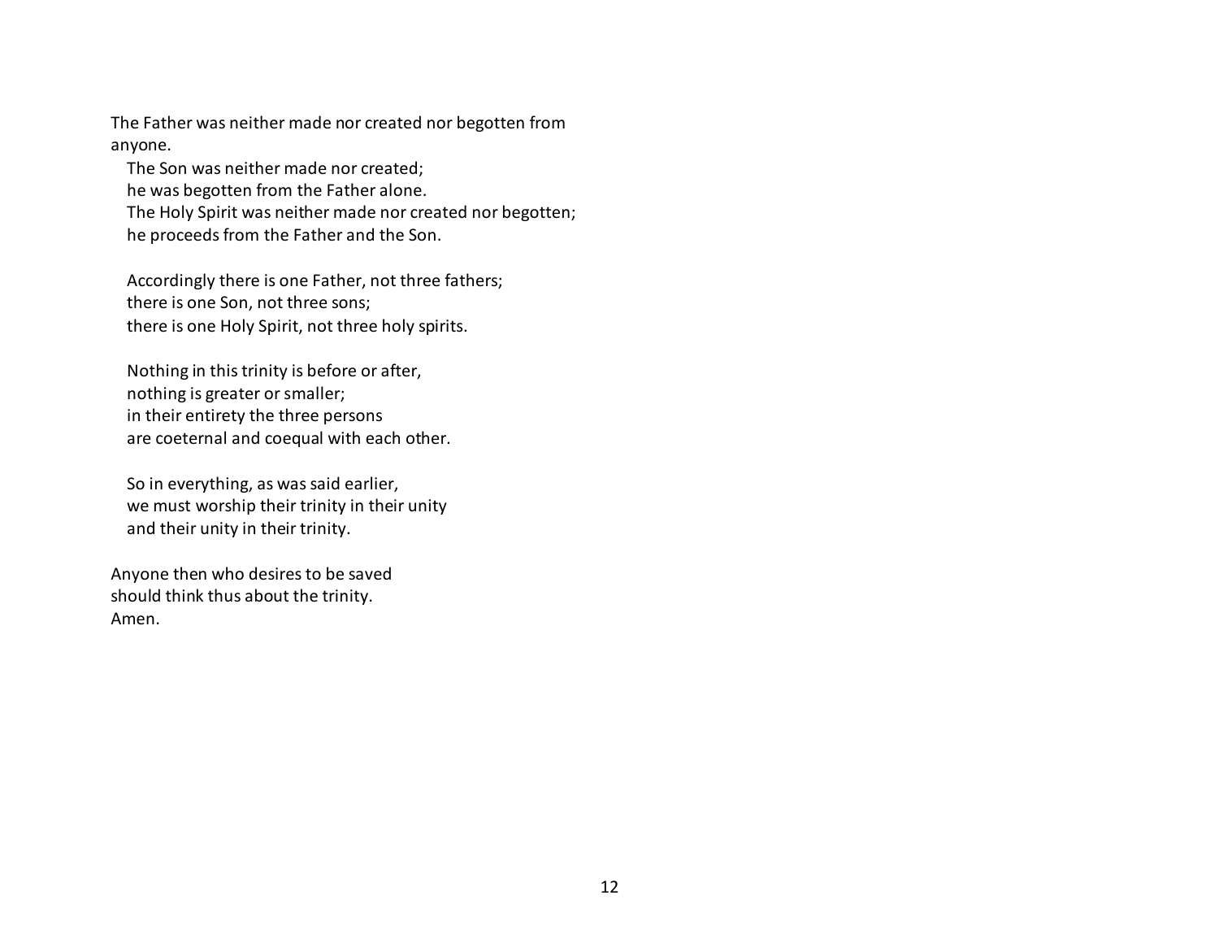The Father was neither made nor created nor begotten from anyone.

The Son was neither made nor created;
he was begotten from the Father alone.
The Holy Spirit was neither made nor created nor begotten;
he proceeds from the Father and the Son.

Accordingly there is one Father, not three fathers;
there is one Son, not three sons;
there is one Holy Spirit, not three holy spirits.

Nothing in this trinity is before or after,
nothing is greater or smaller;
in their entirety the three persons
are coeternal and coequal with each other.

So in everything, as was said earlier,
we must worship their trinity in their unity
and their unity in their trinity.

Anyone then who desires to be saved
should think thus about the trinity.
Amen.